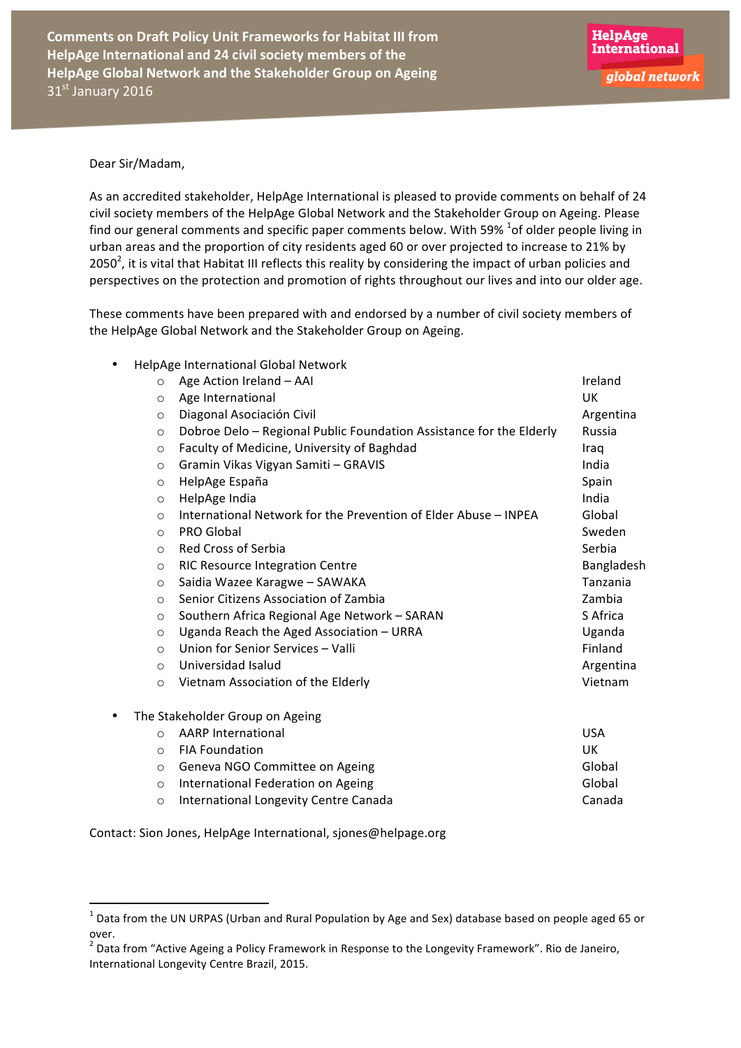# Comments on Draft Policy Unit Frameworks for Habitat III from HelpAge International and 24 civil society members of the HelpAge Global Network and the Stakeholder Group on Ageing

31st January 2016

HelpAge International global network

Dear Sir/Madam,

As an accredited stakeholder, HelpAge International is pleased to provide comments on behalf of 24 civil society members of the HelpAge Global Network and the Stakeholder Group on Ageing. Please find our general comments and specific paper comments below. With 59% [1] of older people living in urban areas and the proportion of city residents aged 60 or over projected to increase to 21% by 2050[2], it is vital that Habitat III reflects this reality by considering the impact of urban policies and perspectives on the protection and promotion of rights throughout our lives and into our older age.

These comments have been prepared with and endorsed by a number of civil society members of the HelpAge Global Network and the Stakeholder Group on Ageing.

- HelpAge International Global Network
  - Age Action Ireland – AAI — Ireland
  - Age International — UK
  - Diagonal Asociación Civil — Argentina
  - Dobroe Delo – Regional Public Foundation Assistance for the Elderly — Russia
  - Faculty of Medicine, University of Baghdad — Iraq
  - Gramin Vikas Vigyan Samiti – GRAVIS — India
  - HelpAge España — Spain
  - HelpAge India — India
  - International Network for the Prevention of Elder Abuse – INPEA — Global
  - PRO Global — Sweden
  - Red Cross of Serbia — Serbia
  - RIC Resource Integration Centre — Bangladesh
  - Saidia Wazee Karagwe – SAWAKA — Tanzania
  - Senior Citizens Association of Zambia — Zambia
  - Southern Africa Regional Age Network – SARAN — S Africa
  - Uganda Reach the Aged Association – URRA — Uganda
  - Union for Senior Services – Valli — Finland
  - Universidad Isalud — Argentina
  - Vietnam Association of the Elderly — Vietnam
- The Stakeholder Group on Ageing
  - AARP International — USA
  - FIA Foundation — UK
  - Geneva NGO Committee on Ageing — Global
  - International Federation on Ageing — Global
  - International Longevity Centre Canada — Canada

Contact: Sion Jones, HelpAge International, sjones@helpage.org

---

[1] Data from the UN URPAS (Urban and Rural Population by Age and Sex) database based on people aged 65 or over.

[2] Data from "Active Ageing a Policy Framework in Response to the Longevity Framework". Rio de Janeiro, International Longevity Centre Brazil, 2015.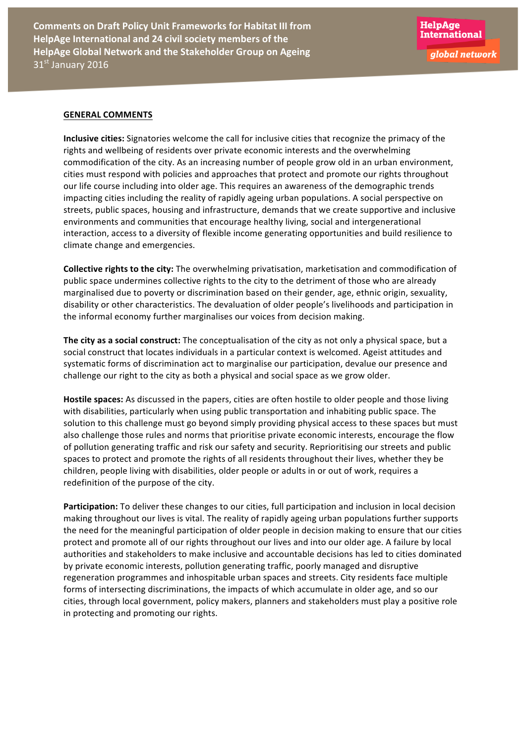## GENERAL COMMENTS

**Inclusive cities:** Signatories welcome the call for inclusive cities that recognize the primacy of the rights and wellbeing of residents over private economic interests and the overwhelming commodification of the city. As an increasing number of people grow old in an urban environment, cities must respond with policies and approaches that protect and promote our rights throughout our life course including into older age. This requires an awareness of the demographic trends impacting cities including the reality of rapidly ageing urban populations. A social perspective on streets, public spaces, housing and infrastructure, demands that we create supportive and inclusive environments and communities that encourage healthy living, social and intergenerational interaction, access to a diversity of flexible income generating opportunities and build resilience to climate change and emergencies.

**Collective rights to the city:** The overwhelming privatisation, marketisation and commodification of public space undermines collective rights to the city to the detriment of those who are already marginalised due to poverty or discrimination based on their gender, age, ethnic origin, sexuality, disability or other characteristics. The devaluation of older people's livelihoods and participation in the informal economy further marginalises our voices from decision making.

**The city as a social construct:** The conceptualisation of the city as not only a physical space, but a social construct that locates individuals in a particular context is welcomed. Ageist attitudes and systematic forms of discrimination act to marginalise our participation, devalue our presence and challenge our right to the city as both a physical and social space as we grow older.

**Hostile spaces:** As discussed in the papers, cities are often hostile to older people and those living with disabilities, particularly when using public transportation and inhabiting public space. The solution to this challenge must go beyond simply providing physical access to these spaces but must also challenge those rules and norms that prioritise private economic interests, encourage the flow of pollution generating traffic and risk our safety and security. Reprioritising our streets and public spaces to protect and promote the rights of all residents throughout their lives, whether they be children, people living with disabilities, older people or adults in or out of work, requires a redefinition of the purpose of the city.

**Participation:** To deliver these changes to our cities, full participation and inclusion in local decision making throughout our lives is vital. The reality of rapidly ageing urban populations further supports the need for the meaningful participation of older people in decision making to ensure that our cities protect and promote all of our rights throughout our lives and into our older age. A failure by local authorities and stakeholders to make inclusive and accountable decisions has led to cities dominated by private economic interests, pollution generating traffic, poorly managed and disruptive regeneration programmes and inhospitable urban spaces and streets. City residents face multiple forms of intersecting discriminations, the impacts of which accumulate in older age, and so our cities, through local government, policy makers, planners and stakeholders must play a positive role in protecting and promoting our rights.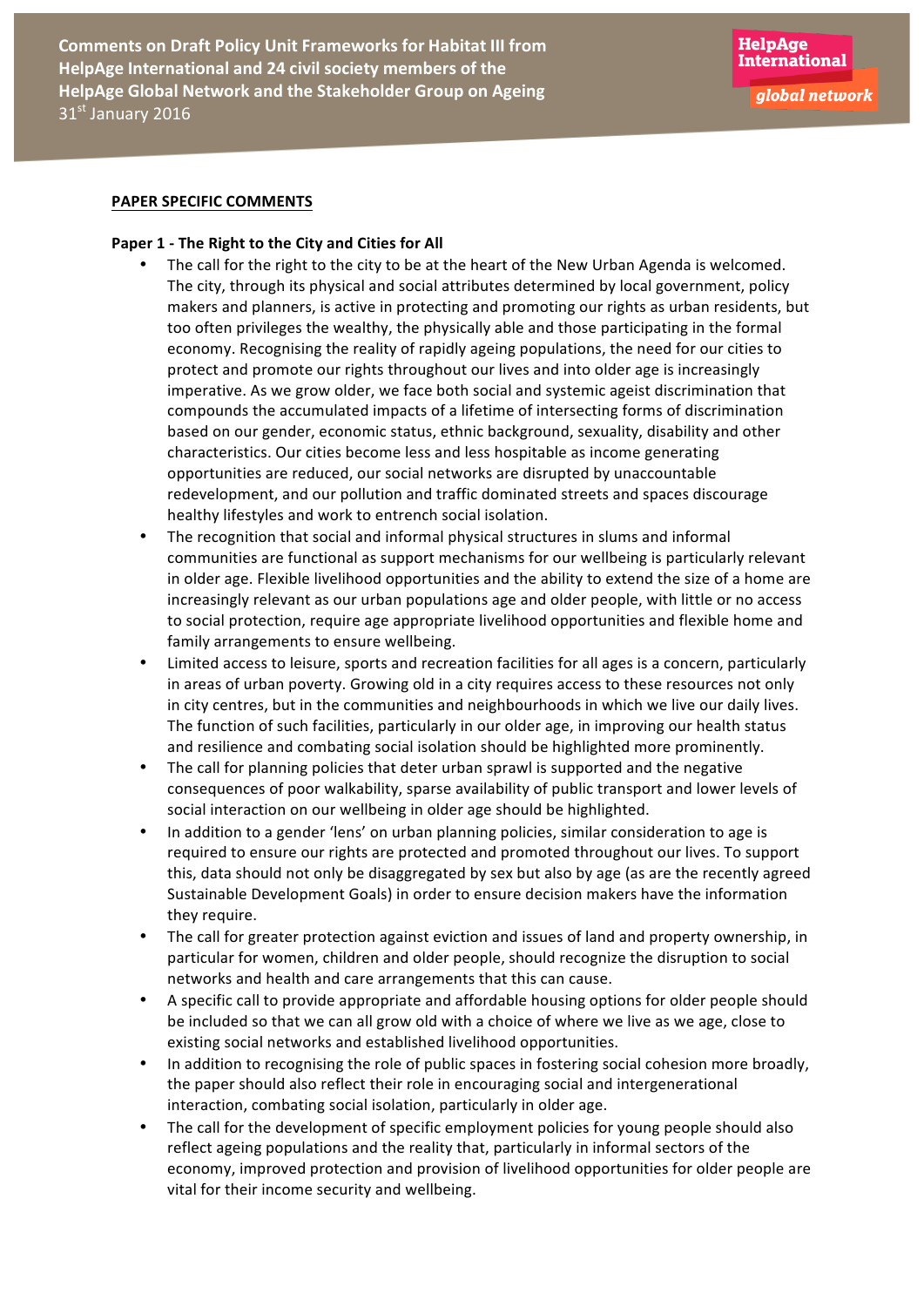## PAPER SPECIFIC COMMENTS

### Paper 1 - The Right to the City and Cities for All

- The call for the right to the city to be at the heart of the New Urban Agenda is welcomed. The city, through its physical and social attributes determined by local government, policy makers and planners, is active in protecting and promoting our rights as urban residents, but too often privileges the wealthy, the physically able and those participating in the formal economy. Recognising the reality of rapidly ageing populations, the need for our cities to protect and promote our rights throughout our lives and into older age is increasingly imperative. As we grow older, we face both social and systemic ageist discrimination that compounds the accumulated impacts of a lifetime of intersecting forms of discrimination based on our gender, economic status, ethnic background, sexuality, disability and other characteristics. Our cities become less and less hospitable as income generating opportunities are reduced, our social networks are disrupted by unaccountable redevelopment, and our pollution and traffic dominated streets and spaces discourage healthy lifestyles and work to entrench social isolation.
- The recognition that social and informal physical structures in slums and informal communities are functional as support mechanisms for our wellbeing is particularly relevant in older age. Flexible livelihood opportunities and the ability to extend the size of a home are increasingly relevant as our urban populations age and older people, with little or no access to social protection, require age appropriate livelihood opportunities and flexible home and family arrangements to ensure wellbeing.
- Limited access to leisure, sports and recreation facilities for all ages is a concern, particularly in areas of urban poverty. Growing old in a city requires access to these resources not only in city centres, but in the communities and neighbourhoods in which we live our daily lives. The function of such facilities, particularly in our older age, in improving our health status and resilience and combating social isolation should be highlighted more prominently.
- The call for planning policies that deter urban sprawl is supported and the negative consequences of poor walkability, sparse availability of public transport and lower levels of social interaction on our wellbeing in older age should be highlighted.
- In addition to a gender 'lens' on urban planning policies, similar consideration to age is required to ensure our rights are protected and promoted throughout our lives. To support this, data should not only be disaggregated by sex but also by age (as are the recently agreed Sustainable Development Goals) in order to ensure decision makers have the information they require.
- The call for greater protection against eviction and issues of land and property ownership, in particular for women, children and older people, should recognize the disruption to social networks and health and care arrangements that this can cause.
- A specific call to provide appropriate and affordable housing options for older people should be included so that we can all grow old with a choice of where we live as we age, close to existing social networks and established livelihood opportunities.
- In addition to recognising the role of public spaces in fostering social cohesion more broadly, the paper should also reflect their role in encouraging social and intergenerational interaction, combating social isolation, particularly in older age.
- The call for the development of specific employment policies for young people should also reflect ageing populations and the reality that, particularly in informal sectors of the economy, improved protection and provision of livelihood opportunities for older people are vital for their income security and wellbeing.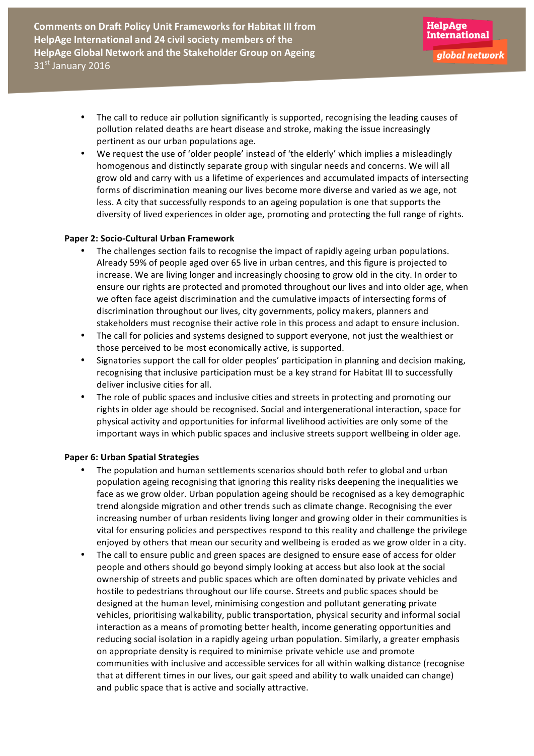- The call to reduce air pollution significantly is supported, recognising the leading causes of pollution related deaths are heart disease and stroke, making the issue increasingly pertinent as our urban populations age.
- We request the use of 'older people' instead of 'the elderly' which implies a misleadingly homogenous and distinctly separate group with singular needs and concerns. We will all grow old and carry with us a lifetime of experiences and accumulated impacts of intersecting forms of discrimination meaning our lives become more diverse and varied as we age, not less. A city that successfully responds to an ageing population is one that supports the diversity of lived experiences in older age, promoting and protecting the full range of rights.

**Paper 2: Socio-Cultural Urban Framework**

- The challenges section fails to recognise the impact of rapidly ageing urban populations. Already 59% of people aged over 65 live in urban centres, and this figure is projected to increase. We are living longer and increasingly choosing to grow old in the city. In order to ensure our rights are protected and promoted throughout our lives and into older age, when we often face ageist discrimination and the cumulative impacts of intersecting forms of discrimination throughout our lives, city governments, policy makers, planners and stakeholders must recognise their active role in this process and adapt to ensure inclusion.
- The call for policies and systems designed to support everyone, not just the wealthiest or those perceived to be most economically active, is supported.
- Signatories support the call for older peoples' participation in planning and decision making, recognising that inclusive participation must be a key strand for Habitat III to successfully deliver inclusive cities for all.
- The role of public spaces and inclusive cities and streets in protecting and promoting our rights in older age should be recognised. Social and intergenerational interaction, space for physical activity and opportunities for informal livelihood activities are only some of the important ways in which public spaces and inclusive streets support wellbeing in older age.

**Paper 6: Urban Spatial Strategies**

- The population and human settlements scenarios should both refer to global and urban population ageing recognising that ignoring this reality risks deepening the inequalities we face as we grow older. Urban population ageing should be recognised as a key demographic trend alongside migration and other trends such as climate change. Recognising the ever increasing number of urban residents living longer and growing older in their communities is vital for ensuring policies and perspectives respond to this reality and challenge the privilege enjoyed by others that mean our security and wellbeing is eroded as we grow older in a city.
- The call to ensure public and green spaces are designed to ensure ease of access for older people and others should go beyond simply looking at access but also look at the social ownership of streets and public spaces which are often dominated by private vehicles and hostile to pedestrians throughout our life course. Streets and public spaces should be designed at the human level, minimising congestion and pollutant generating private vehicles, prioritising walkability, public transportation, physical security and informal social interaction as a means of promoting better health, income generating opportunities and reducing social isolation in a rapidly ageing urban population. Similarly, a greater emphasis on appropriate density is required to minimise private vehicle use and promote communities with inclusive and accessible services for all within walking distance (recognise that at different times in our lives, our gait speed and ability to walk unaided can change) and public space that is active and socially attractive.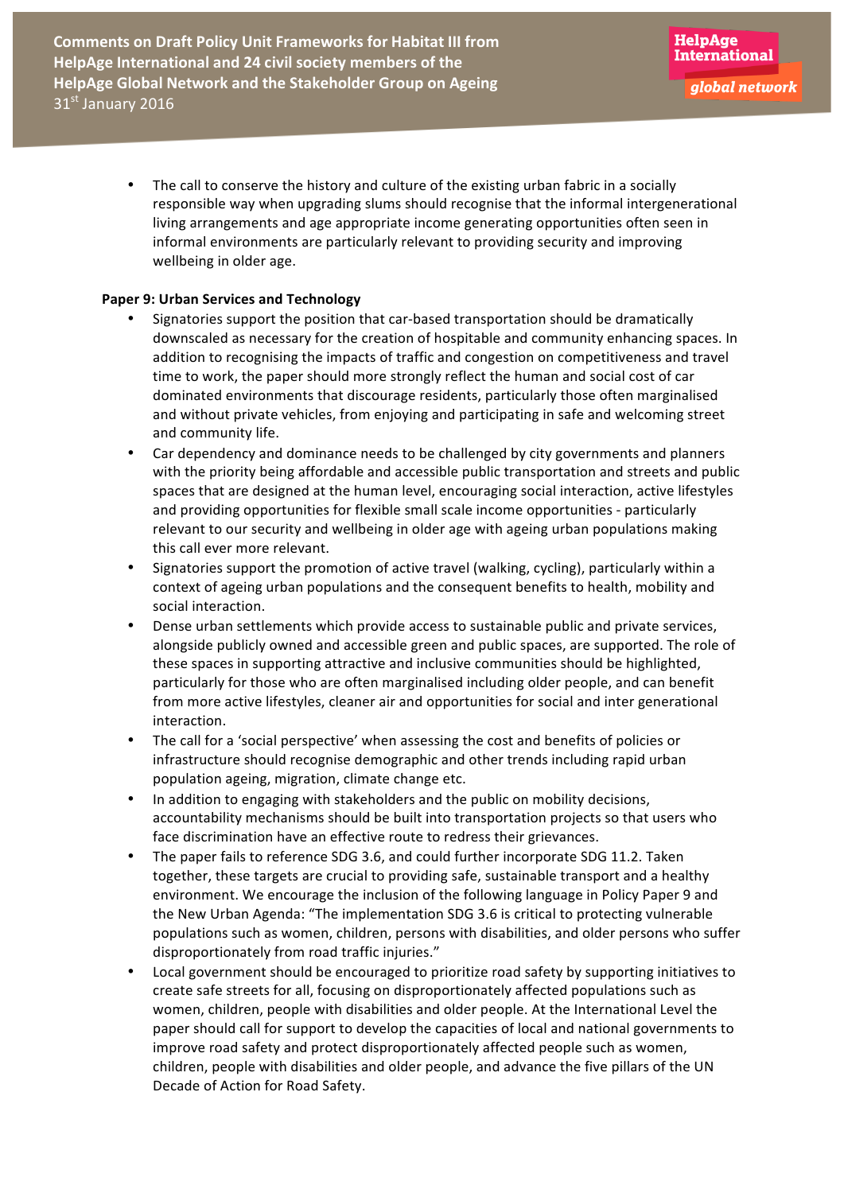- The call to conserve the history and culture of the existing urban fabric in a socially responsible way when upgrading slums should recognise that the informal intergenerational living arrangements and age appropriate income generating opportunities often seen in informal environments are particularly relevant to providing security and improving wellbeing in older age.

**Paper 9: Urban Services and Technology**

- Signatories support the position that car-based transportation should be dramatically downscaled as necessary for the creation of hospitable and community enhancing spaces. In addition to recognising the impacts of traffic and congestion on competitiveness and travel time to work, the paper should more strongly reflect the human and social cost of car dominated environments that discourage residents, particularly those often marginalised and without private vehicles, from enjoying and participating in safe and welcoming street and community life.
- Car dependency and dominance needs to be challenged by city governments and planners with the priority being affordable and accessible public transportation and streets and public spaces that are designed at the human level, encouraging social interaction, active lifestyles and providing opportunities for flexible small scale income opportunities - particularly relevant to our security and wellbeing in older age with ageing urban populations making this call ever more relevant.
- Signatories support the promotion of active travel (walking, cycling), particularly within a context of ageing urban populations and the consequent benefits to health, mobility and social interaction.
- Dense urban settlements which provide access to sustainable public and private services, alongside publicly owned and accessible green and public spaces, are supported. The role of these spaces in supporting attractive and inclusive communities should be highlighted, particularly for those who are often marginalised including older people, and can benefit from more active lifestyles, cleaner air and opportunities for social and inter generational interaction.
- The call for a 'social perspective' when assessing the cost and benefits of policies or infrastructure should recognise demographic and other trends including rapid urban population ageing, migration, climate change etc.
- In addition to engaging with stakeholders and the public on mobility decisions, accountability mechanisms should be built into transportation projects so that users who face discrimination have an effective route to redress their grievances.
- The paper fails to reference SDG 3.6, and could further incorporate SDG 11.2. Taken together, these targets are crucial to providing safe, sustainable transport and a healthy environment. We encourage the inclusion of the following language in Policy Paper 9 and the New Urban Agenda: "The implementation SDG 3.6 is critical to protecting vulnerable populations such as women, children, persons with disabilities, and older persons who suffer disproportionately from road traffic injuries."
- Local government should be encouraged to prioritize road safety by supporting initiatives to create safe streets for all, focusing on disproportionately affected populations such as women, children, people with disabilities and older people. At the International Level the paper should call for support to develop the capacities of local and national governments to improve road safety and protect disproportionately affected people such as women, children, people with disabilities and older people, and advance the five pillars of the UN Decade of Action for Road Safety.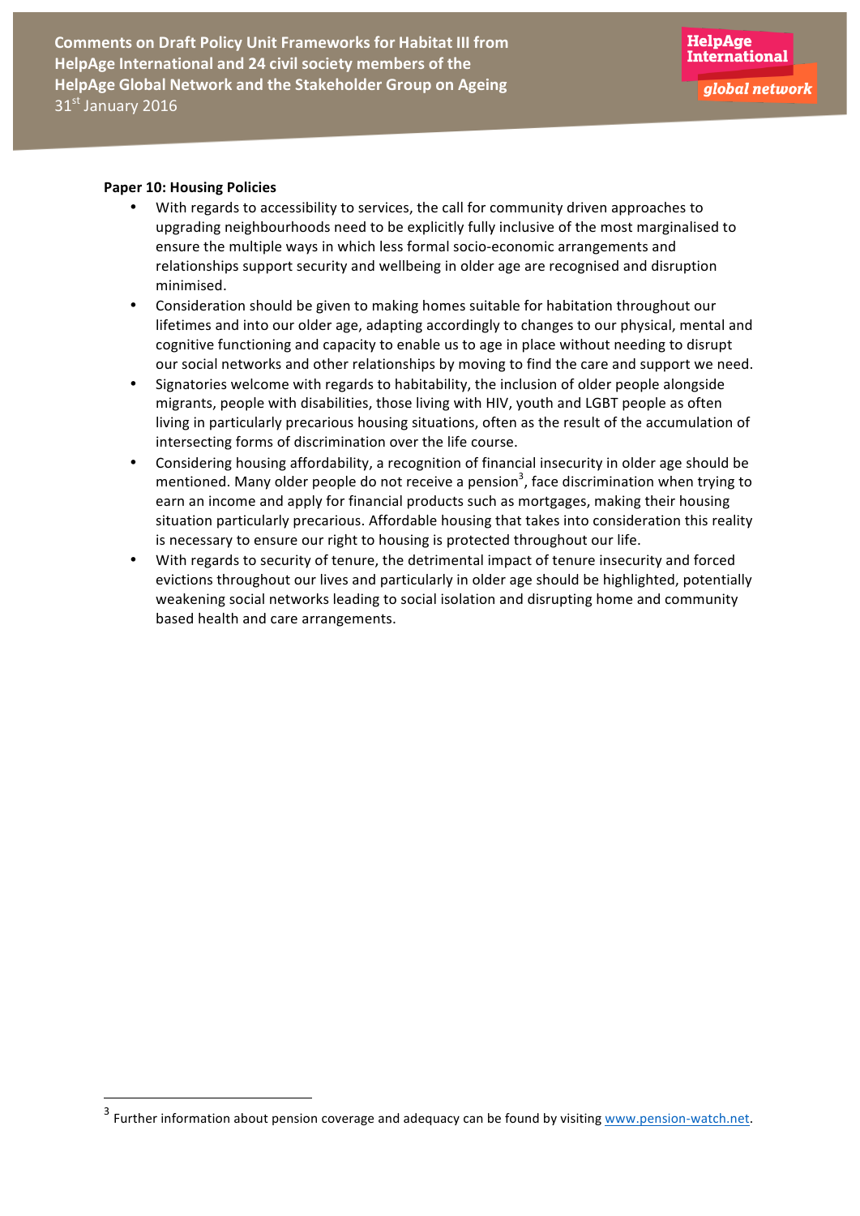**Paper 10: Housing Policies**

- With regards to accessibility to services, the call for community driven approaches to upgrading neighbourhoods need to be explicitly fully inclusive of the most marginalised to ensure the multiple ways in which less formal socio-economic arrangements and relationships support security and wellbeing in older age are recognised and disruption minimised.
- Consideration should be given to making homes suitable for habitation throughout our lifetimes and into our older age, adapting accordingly to changes to our physical, mental and cognitive functioning and capacity to enable us to age in place without needing to disrupt our social networks and other relationships by moving to find the care and support we need.
- Signatories welcome with regards to habitability, the inclusion of older people alongside migrants, people with disabilities, those living with HIV, youth and LGBT people as often living in particularly precarious housing situations, often as the result of the accumulation of intersecting forms of discrimination over the life course.
- Considering housing affordability, a recognition of financial insecurity in older age should be mentioned. Many older people do not receive a pension[3], face discrimination when trying to earn an income and apply for financial products such as mortgages, making their housing situation particularly precarious. Affordable housing that takes into consideration this reality is necessary to ensure our right to housing is protected throughout our life.
- With regards to security of tenure, the detrimental impact of tenure insecurity and forced evictions throughout our lives and particularly in older age should be highlighted, potentially weakening social networks leading to social isolation and disrupting home and community based health and care arrangements.

---

[3] Further information about pension coverage and adequacy can be found by visiting www.pension-watch.net.